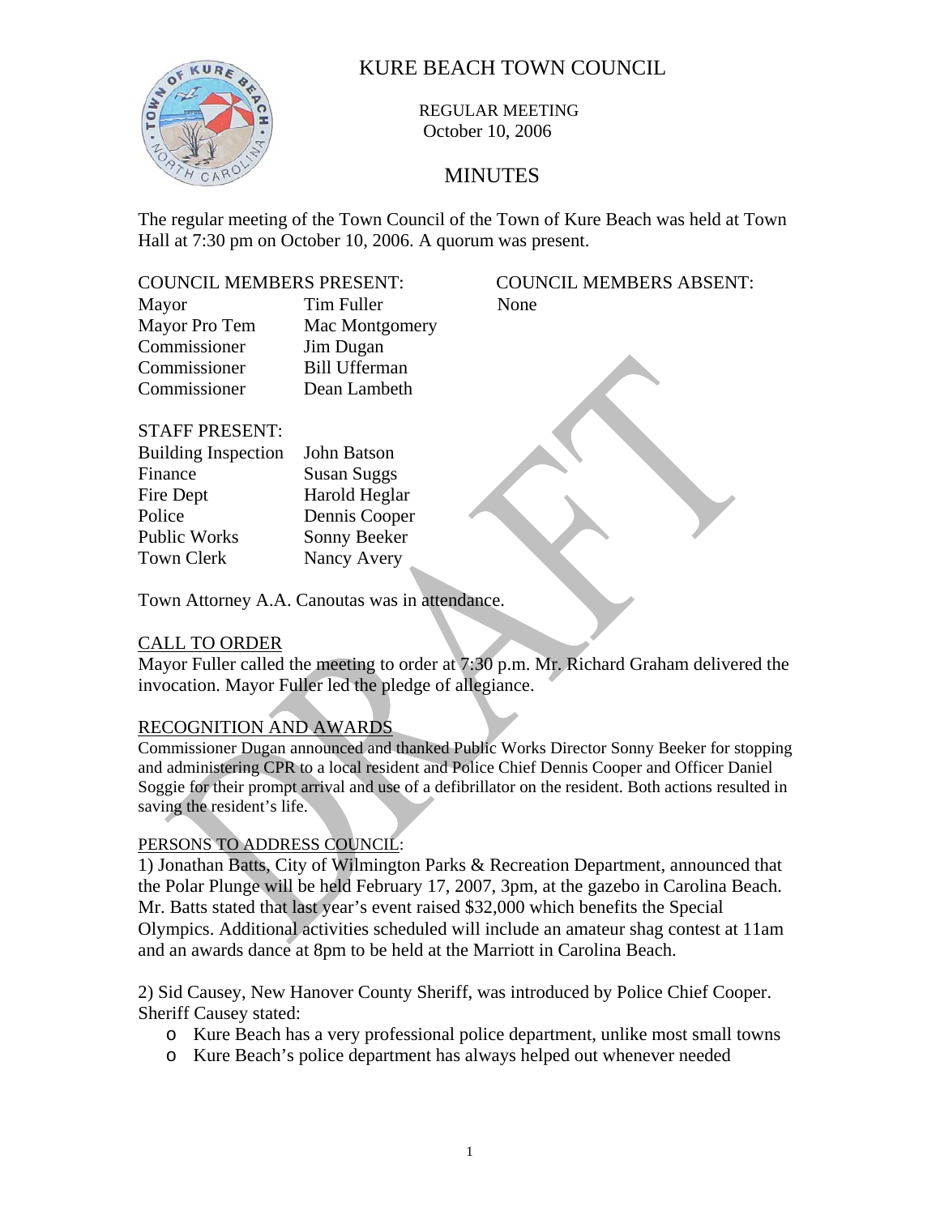# KURE BEACH TOWN COUNCIL

REGULAR MEETING
October 10, 2006

## MINUTES

The regular meeting of the Town Council of the Town of Kure Beach was held at Town Hall at 7:30 pm on October 10, 2006. A quorum was present.

| COUNCIL MEMBERS PRESENT: | | COUNCIL MEMBERS ABSENT: |
|---|---|---|
| Mayor | Tim Fuller | None |
| Mayor Pro Tem | Mac Montgomery | |
| Commissioner | Jim Dugan | |
| Commissioner | Bill Ufferman | |
| Commissioner | Dean Lambeth | |

| STAFF PRESENT: | |
|---|---|
| Building Inspection | John Batson |
| Finance | Susan Suggs |
| Fire Dept | Harold Heglar |
| Police | Dennis Cooper |
| Public Works | Sonny Beeker |
| Town Clerk | Nancy Avery |

Town Attorney A.A. Canoutas was in attendance.

CALL TO ORDER

Mayor Fuller called the meeting to order at 7:30 p.m. Mr. Richard Graham delivered the invocation. Mayor Fuller led the pledge of allegiance.

RECOGNITION AND AWARDS

Commissioner Dugan announced and thanked Public Works Director Sonny Beeker for stopping and administering CPR to a local resident and Police Chief Dennis Cooper and Officer Daniel Soggie for their prompt arrival and use of a defibrillator on the resident. Both actions resulted in saving the resident's life.

PERSONS TO ADDRESS COUNCIL:

1) Jonathan Batts, City of Wilmington Parks & Recreation Department, announced that the Polar Plunge will be held February 17, 2007, 3pm, at the gazebo in Carolina Beach. Mr. Batts stated that last year's event raised $32,000 which benefits the Special Olympics. Additional activities scheduled will include an amateur shag contest at 11am and an awards dance at 8pm to be held at the Marriott in Carolina Beach.

2) Sid Causey, New Hanover County Sheriff, was introduced by Police Chief Cooper. Sheriff Causey stated:

- Kure Beach has a very professional police department, unlike most small towns
- Kure Beach's police department has always helped out whenever needed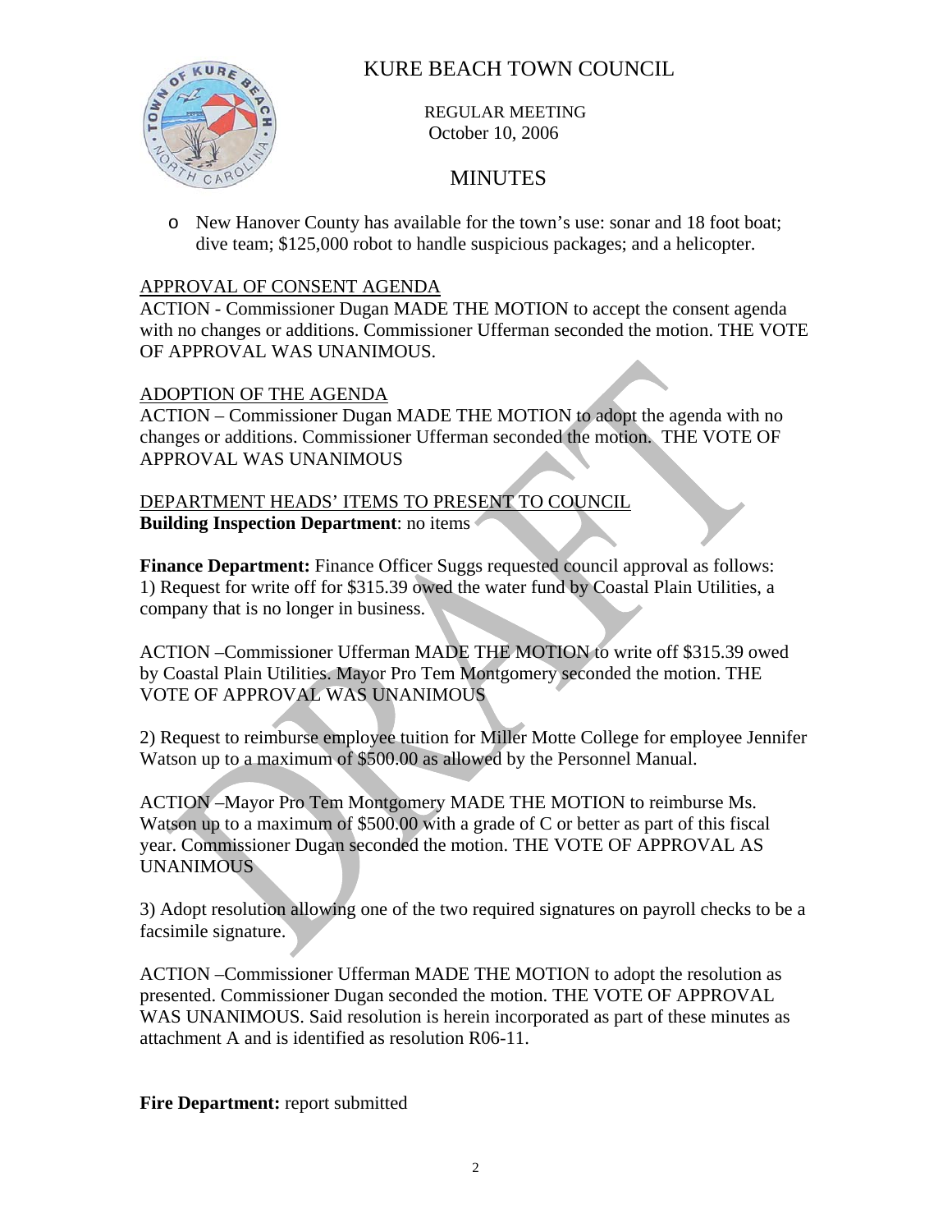- New Hanover County has available for the town's use: sonar and 18 foot boat; dive team; $125,000 robot to handle suspicious packages; and a helicopter.

APPROVAL OF CONSENT AGENDA

ACTION - Commissioner Dugan MADE THE MOTION to accept the consent agenda with no changes or additions. Commissioner Ufferman seconded the motion. THE VOTE OF APPROVAL WAS UNANIMOUS.

ADOPTION OF THE AGENDA

ACTION – Commissioner Dugan MADE THE MOTION to adopt the agenda with no changes or additions. Commissioner Ufferman seconded the motion. THE VOTE OF APPROVAL WAS UNANIMOUS

DEPARTMENT HEADS' ITEMS TO PRESENT TO COUNCIL

**Building Inspection Department**: no items

**Finance Department:** Finance Officer Suggs requested council approval as follows:
1) Request for write off for $315.39 owed the water fund by Coastal Plain Utilities, a company that is no longer in business.

ACTION –Commissioner Ufferman MADE THE MOTION to write off $315.39 owed by Coastal Plain Utilities. Mayor Pro Tem Montgomery seconded the motion. THE VOTE OF APPROVAL WAS UNANIMOUS

2) Request to reimburse employee tuition for Miller Motte College for employee Jennifer Watson up to a maximum of $500.00 as allowed by the Personnel Manual.

ACTION –Mayor Pro Tem Montgomery MADE THE MOTION to reimburse Ms. Watson up to a maximum of $500.00 with a grade of C or better as part of this fiscal year. Commissioner Dugan seconded the motion. THE VOTE OF APPROVAL AS UNANIMOUS

3) Adopt resolution allowing one of the two required signatures on payroll checks to be a facsimile signature.

ACTION –Commissioner Ufferman MADE THE MOTION to adopt the resolution as presented. Commissioner Dugan seconded the motion. THE VOTE OF APPROVAL WAS UNANIMOUS. Said resolution is herein incorporated as part of these minutes as attachment A and is identified as resolution R06-11.

**Fire Department:** report submitted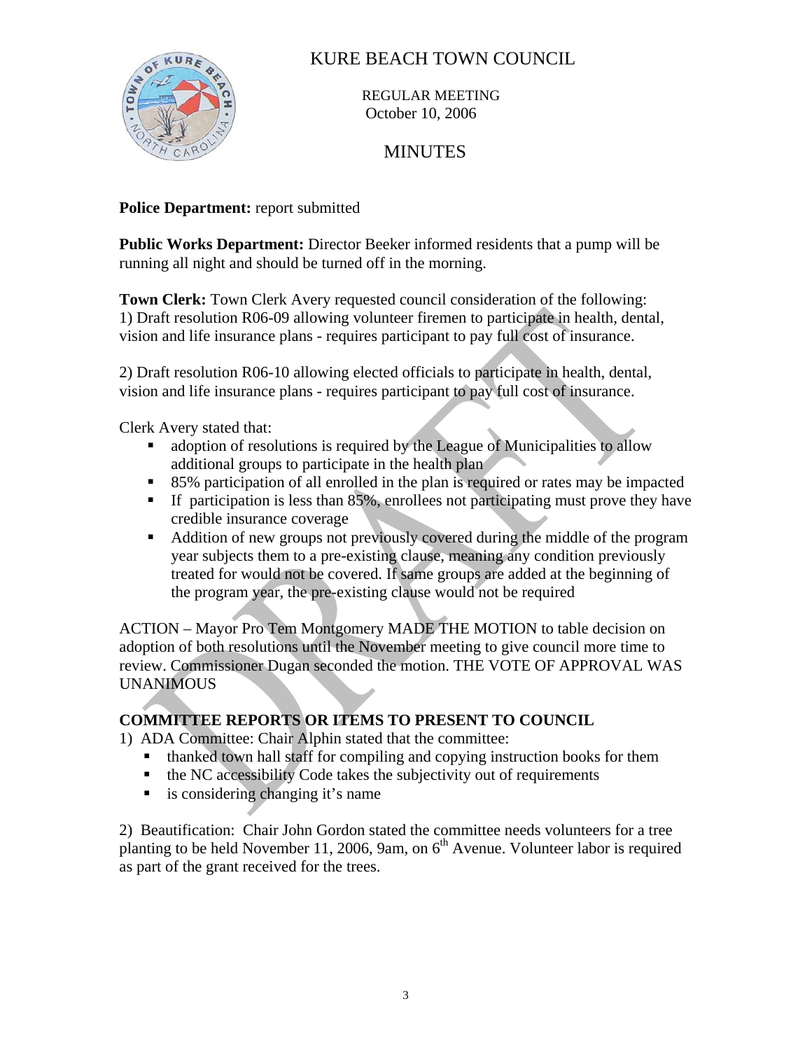# KURE BEACH TOWN COUNCIL

REGULAR MEETING
October 10, 2006

## MINUTES

**Police Department:** report submitted

**Public Works Department:** Director Beeker informed residents that a pump will be running all night and should be turned off in the morning.

**Town Clerk:** Town Clerk Avery requested council consideration of the following:
1) Draft resolution R06-09 allowing volunteer firemen to participate in health, dental, vision and life insurance plans - requires participant to pay full cost of insurance.

2) Draft resolution R06-10 allowing elected officials to participate in health, dental, vision and life insurance plans - requires participant to pay full cost of insurance.

Clerk Avery stated that:

- adoption of resolutions is required by the League of Municipalities to allow additional groups to participate in the health plan
- 85% participation of all enrolled in the plan is required or rates may be impacted
- If participation is less than 85%, enrollees not participating must prove they have credible insurance coverage
- Addition of new groups not previously covered during the middle of the program year subjects them to a pre-existing clause, meaning any condition previously treated for would not be covered. If same groups are added at the beginning of the program year, the pre-existing clause would not be required

ACTION – Mayor Pro Tem Montgomery MADE THE MOTION to table decision on adoption of both resolutions until the November meeting to give council more time to review. Commissioner Dugan seconded the motion. THE VOTE OF APPROVAL WAS UNANIMOUS

**COMMITTEE REPORTS OR ITEMS TO PRESENT TO COUNCIL**

1) ADA Committee: Chair Alphin stated that the committee:
   - thanked town hall staff for compiling and copying instruction books for them
   - the NC accessibility Code takes the subjectivity out of requirements
   - is considering changing it's name

2) Beautification: Chair John Gordon stated the committee needs volunteers for a tree planting to be held November 11, 2006, 9am, on 6th Avenue. Volunteer labor is required as part of the grant received for the trees.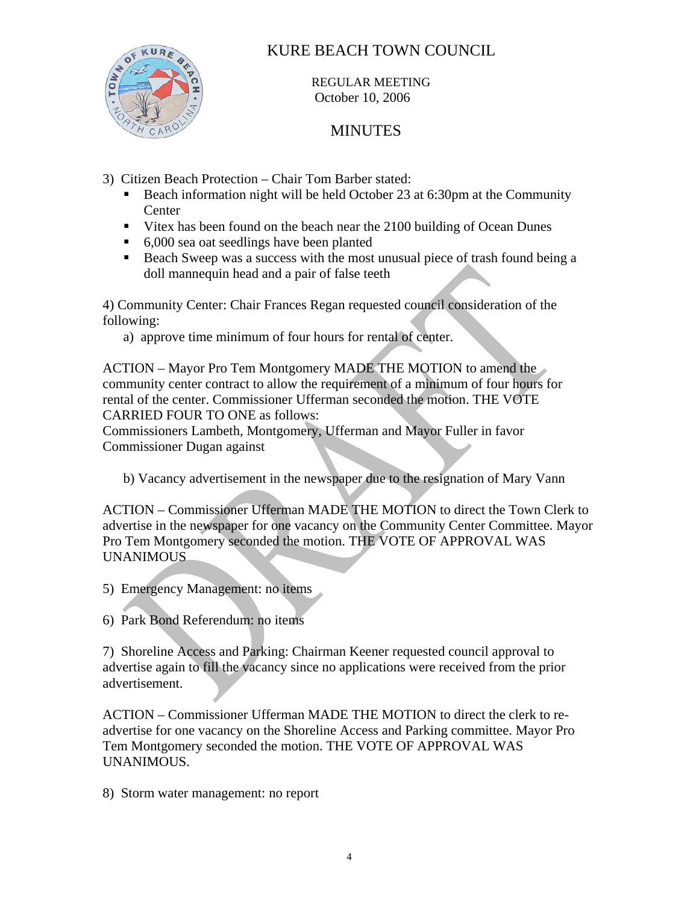# KURE BEACH TOWN COUNCIL

REGULAR MEETING
October 10, 2006

## MINUTES

3) Citizen Beach Protection – Chair Tom Barber stated:

- Beach information night will be held October 23 at 6:30pm at the Community Center
- Vitex has been found on the beach near the 2100 building of Ocean Dunes
- 6,000 sea oat seedlings have been planted
- Beach Sweep was a success with the most unusual piece of trash found being a doll mannequin head and a pair of false teeth

4) Community Center: Chair Frances Regan requested council consideration of the following:

a) approve time minimum of four hours for rental of center.

ACTION – Mayor Pro Tem Montgomery MADE THE MOTION to amend the community center contract to allow the requirement of a minimum of four hours for rental of the center. Commissioner Ufferman seconded the motion. THE VOTE CARRIED FOUR TO ONE as follows:
Commissioners Lambeth, Montgomery, Ufferman and Mayor Fuller in favor
Commissioner Dugan against

b) Vacancy advertisement in the newspaper due to the resignation of Mary Vann

ACTION – Commissioner Ufferman MADE THE MOTION to direct the Town Clerk to advertise in the newspaper for one vacancy on the Community Center Committee. Mayor Pro Tem Montgomery seconded the motion. THE VOTE OF APPROVAL WAS UNANIMOUS

5) Emergency Management: no items

6) Park Bond Referendum: no items

7) Shoreline Access and Parking: Chairman Keener requested council approval to advertise again to fill the vacancy since no applications were received from the prior advertisement.

ACTION – Commissioner Ufferman MADE THE MOTION to direct the clerk to re-advertise for one vacancy on the Shoreline Access and Parking committee. Mayor Pro Tem Montgomery seconded the motion. THE VOTE OF APPROVAL WAS UNANIMOUS.

8) Storm water management: no report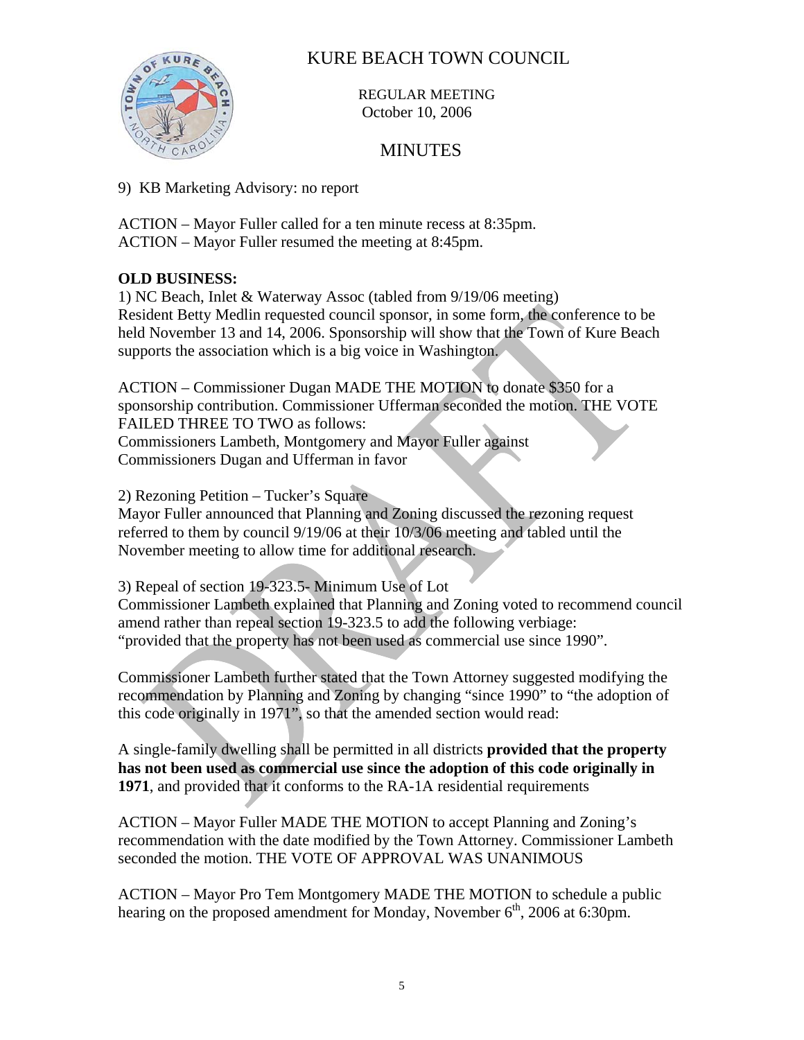# KURE BEACH TOWN COUNCIL

REGULAR MEETING
October 10, 2006

MINUTES

9) KB Marketing Advisory: no report

ACTION – Mayor Fuller called for a ten minute recess at 8:35pm.
ACTION – Mayor Fuller resumed the meeting at 8:45pm.

**OLD BUSINESS:**

1) NC Beach, Inlet & Waterway Assoc (tabled from 9/19/06 meeting)
Resident Betty Medlin requested council sponsor, in some form, the conference to be held November 13 and 14, 2006. Sponsorship will show that the Town of Kure Beach supports the association which is a big voice in Washington.

ACTION – Commissioner Dugan MADE THE MOTION to donate $350 for a sponsorship contribution. Commissioner Ufferman seconded the motion. THE VOTE FAILED THREE TO TWO as follows:
Commissioners Lambeth, Montgomery and Mayor Fuller against
Commissioners Dugan and Ufferman in favor

2) Rezoning Petition – Tucker's Square
Mayor Fuller announced that Planning and Zoning discussed the rezoning request referred to them by council 9/19/06 at their 10/3/06 meeting and tabled until the November meeting to allow time for additional research.

3) Repeal of section 19-323.5- Minimum Use of Lot
Commissioner Lambeth explained that Planning and Zoning voted to recommend council amend rather than repeal section 19-323.5 to add the following verbiage:
"provided that the property has not been used as commercial use since 1990".

Commissioner Lambeth further stated that the Town Attorney suggested modifying the recommendation by Planning and Zoning by changing "since 1990" to "the adoption of this code originally in 1971", so that the amended section would read:

A single-family dwelling shall be permitted in all districts **provided that the property has not been used as commercial use since the adoption of this code originally in 1971**, and provided that it conforms to the RA-1A residential requirements

ACTION – Mayor Fuller MADE THE MOTION to accept Planning and Zoning's recommendation with the date modified by the Town Attorney. Commissioner Lambeth seconded the motion. THE VOTE OF APPROVAL WAS UNANIMOUS

ACTION – Mayor Pro Tem Montgomery MADE THE MOTION to schedule a public hearing on the proposed amendment for Monday, November 6th, 2006 at 6:30pm.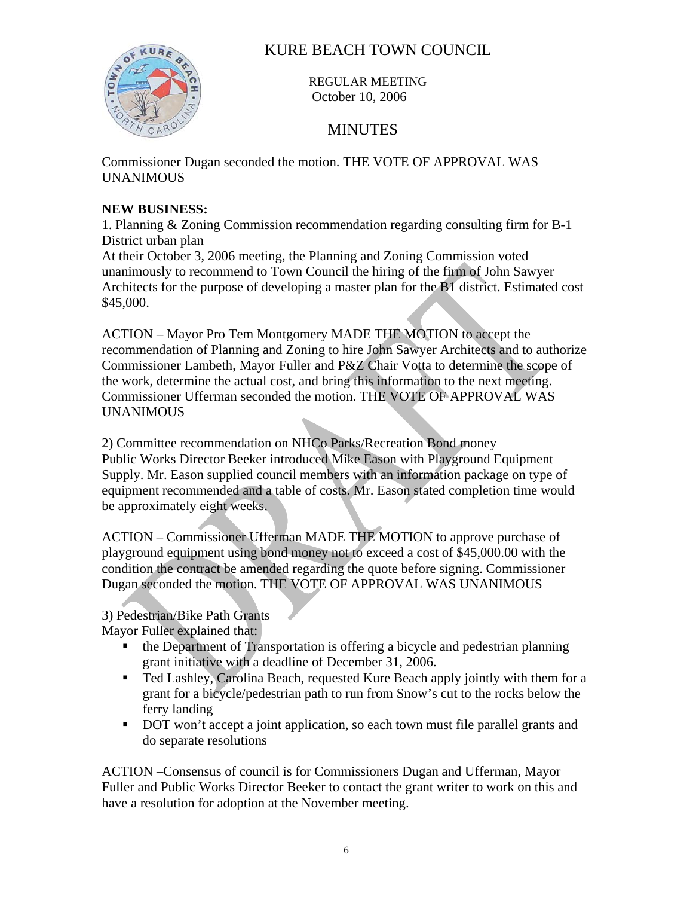# KURE BEACH TOWN COUNCIL

REGULAR MEETING
October 10, 2006

MINUTES

Commissioner Dugan seconded the motion. THE VOTE OF APPROVAL WAS UNANIMOUS

**NEW BUSINESS:**

1. Planning & Zoning Commission recommendation regarding consulting firm for B-1 District urban plan
At their October 3, 2006 meeting, the Planning and Zoning Commission voted unanimously to recommend to Town Council the hiring of the firm of John Sawyer Architects for the purpose of developing a master plan for the B1 district. Estimated cost $45,000.

ACTION – Mayor Pro Tem Montgomery MADE THE MOTION to accept the recommendation of Planning and Zoning to hire John Sawyer Architects and to authorize Commissioner Lambeth, Mayor Fuller and P&Z Chair Votta to determine the scope of the work, determine the actual cost, and bring this information to the next meeting. Commissioner Ufferman seconded the motion. THE VOTE OF APPROVAL WAS UNANIMOUS

2) Committee recommendation on NHCo Parks/Recreation Bond money
Public Works Director Beeker introduced Mike Eason with Playground Equipment Supply. Mr. Eason supplied council members with an information package on type of equipment recommended and a table of costs. Mr. Eason stated completion time would be approximately eight weeks.

ACTION – Commissioner Ufferman MADE THE MOTION to approve purchase of playground equipment using bond money not to exceed a cost of $45,000.00 with the condition the contract be amended regarding the quote before signing. Commissioner Dugan seconded the motion. THE VOTE OF APPROVAL WAS UNANIMOUS

3) Pedestrian/Bike Path Grants
Mayor Fuller explained that:

- the Department of Transportation is offering a bicycle and pedestrian planning grant initiative with a deadline of December 31, 2006.
- Ted Lashley, Carolina Beach, requested Kure Beach apply jointly with them for a grant for a bicycle/pedestrian path to run from Snow's cut to the rocks below the ferry landing
- DOT won't accept a joint application, so each town must file parallel grants and do separate resolutions

ACTION –Consensus of council is for Commissioners Dugan and Ufferman, Mayor Fuller and Public Works Director Beeker to contact the grant writer to work on this and have a resolution for adoption at the November meeting.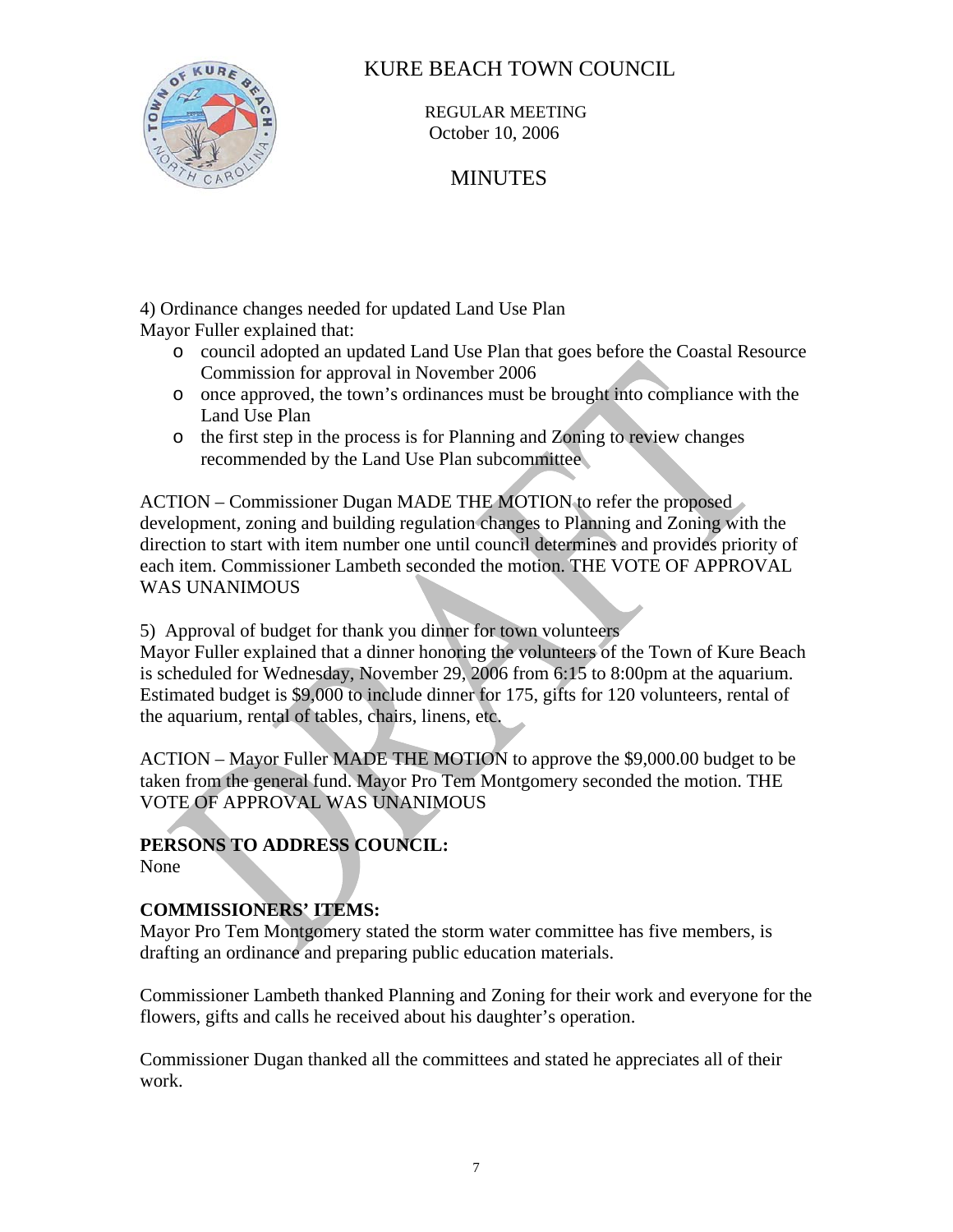# KURE BEACH TOWN COUNCIL

REGULAR MEETING
October 10, 2006

MINUTES

4) Ordinance changes needed for updated Land Use Plan
Mayor Fuller explained that:

- council adopted an updated Land Use Plan that goes before the Coastal Resource Commission for approval in November 2006
- once approved, the town's ordinances must be brought into compliance with the Land Use Plan
- the first step in the process is for Planning and Zoning to review changes recommended by the Land Use Plan subcommittee

ACTION – Commissioner Dugan MADE THE MOTION to refer the proposed development, zoning and building regulation changes to Planning and Zoning with the direction to start with item number one until council determines and provides priority of each item. Commissioner Lambeth seconded the motion. THE VOTE OF APPROVAL WAS UNANIMOUS

5) Approval of budget for thank you dinner for town volunteers
Mayor Fuller explained that a dinner honoring the volunteers of the Town of Kure Beach is scheduled for Wednesday, November 29, 2006 from 6:15 to 8:00pm at the aquarium. Estimated budget is $9,000 to include dinner for 175, gifts for 120 volunteers, rental of the aquarium, rental of tables, chairs, linens, etc.

ACTION – Mayor Fuller MADE THE MOTION to approve the $9,000.00 budget to be taken from the general fund. Mayor Pro Tem Montgomery seconded the motion. THE VOTE OF APPROVAL WAS UNANIMOUS

**PERSONS TO ADDRESS COUNCIL:**
None

**COMMISSIONERS' ITEMS:**
Mayor Pro Tem Montgomery stated the storm water committee has five members, is drafting an ordinance and preparing public education materials.

Commissioner Lambeth thanked Planning and Zoning for their work and everyone for the flowers, gifts and calls he received about his daughter's operation.

Commissioner Dugan thanked all the committees and stated he appreciates all of their work.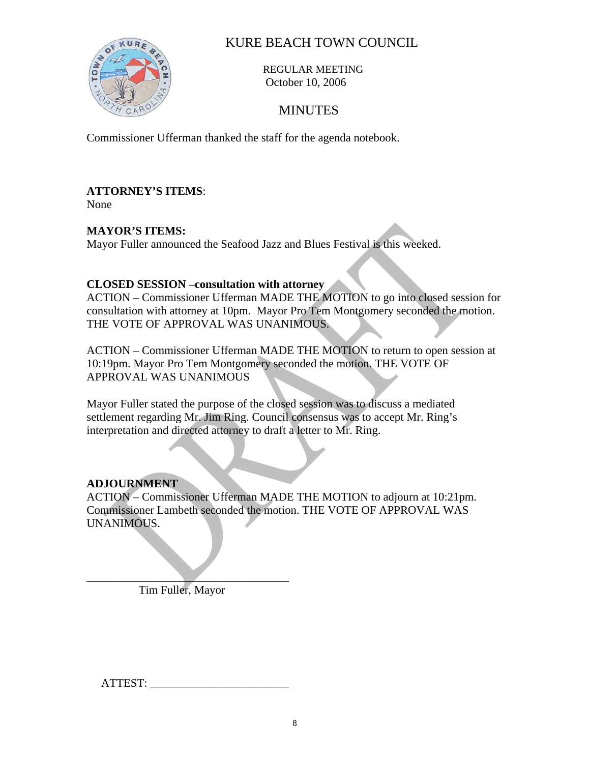# KURE BEACH TOWN COUNCIL

REGULAR MEETING
October 10, 2006

## MINUTES

Commissioner Ufferman thanked the staff for the agenda notebook.

**ATTORNEY'S ITEMS**:
None

**MAYOR'S ITEMS:**
Mayor Fuller announced the Seafood Jazz and Blues Festival is this weeked.

**CLOSED SESSION –consultation with attorney**
ACTION – Commissioner Ufferman MADE THE MOTION to go into closed session for consultation with attorney at 10pm. Mayor Pro Tem Montgomery seconded the motion. THE VOTE OF APPROVAL WAS UNANIMOUS.

ACTION – Commissioner Ufferman MADE THE MOTION to return to open session at 10:19pm. Mayor Pro Tem Montgomery seconded the motion. THE VOTE OF APPROVAL WAS UNANIMOUS

Mayor Fuller stated the purpose of the closed session was to discuss a mediated settlement regarding Mr. Jim Ring. Council consensus was to accept Mr. Ring's interpretation and directed attorney to draft a letter to Mr. Ring.

**ADJOURNMENT**
ACTION – Commissioner Ufferman MADE THE MOTION to adjourn at 10:21pm. Commissioner Lambeth seconded the motion. THE VOTE OF APPROVAL WAS UNANIMOUS.

\_\_\_\_\_\_\_\_\_\_\_\_\_\_\_\_\_\_\_\_\_\_\_\_\_\_\_\_\_\_\_\_\_\_\_
Tim Fuller, Mayor

ATTEST: \_\_\_\_\_\_\_\_\_\_\_\_\_\_\_\_\_\_\_\_\_\_\_\_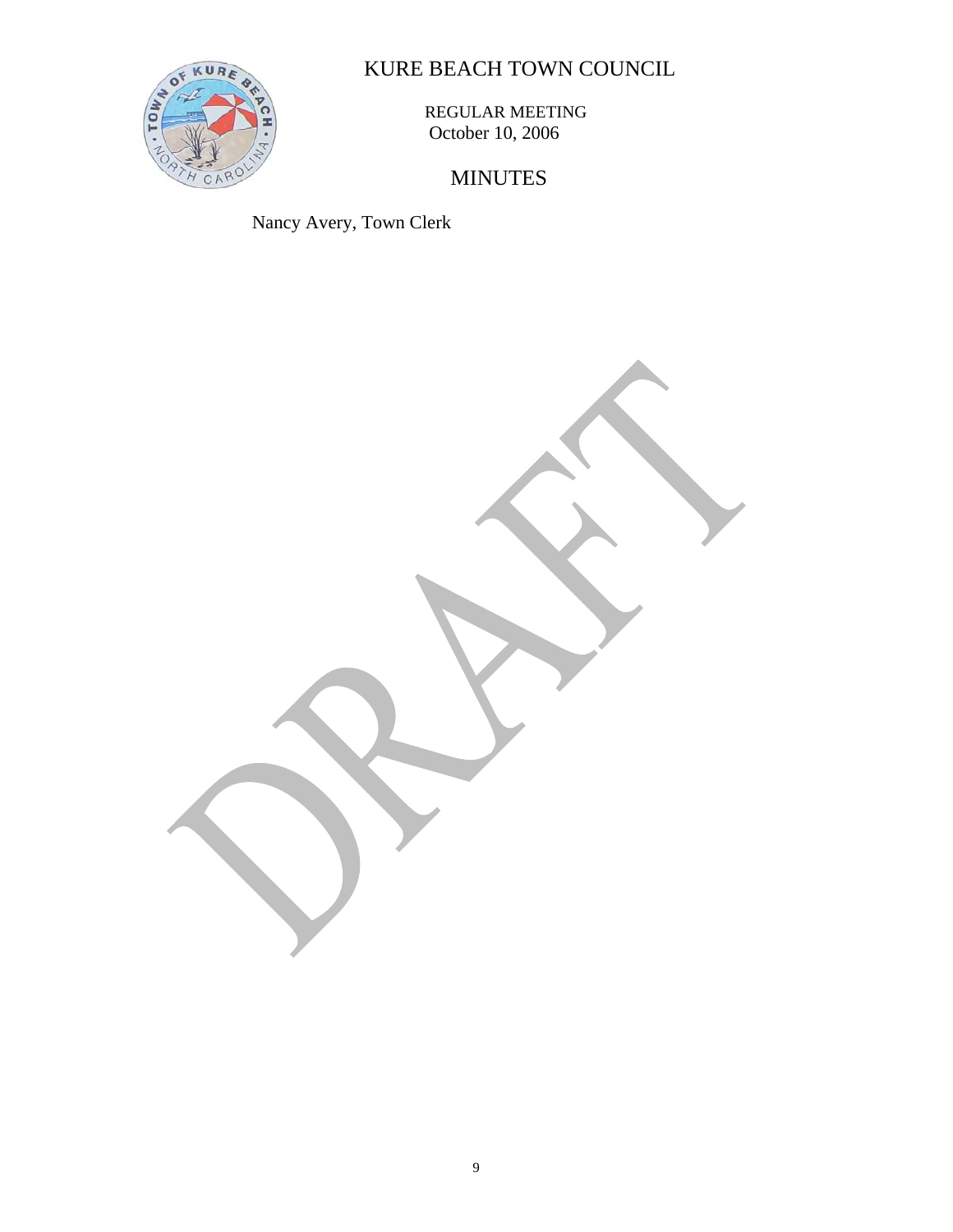# KURE BEACH TOWN COUNCIL

REGULAR MEETING
October 10, 2006

## MINUTES

Nancy Avery, Town Clerk

DRAFT